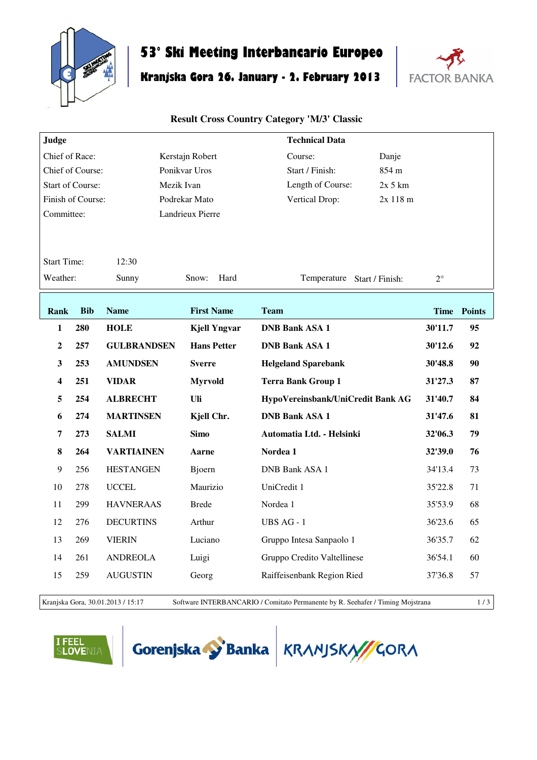# 53° Ski Meeting Interbancario Europeo

## Kranjska Gora 26. January - 2. February 2013

FACTOR BANKA

### Result Cross Country Category 'M/3' Classic

| **Judge** | | **Technical Data** | |
|---|---|---|---|
| Chief of Race: | Kerstajn Robert | Course: | Danje |
| Chief of Course: | Ponikvar Uros | Start / Finish: | 854 m |
| Start of Course: | Mezik Ivan | Length of Course: | 2x 5 km |
| Finish of Course: | Podrekar Mato | Vertical Drop: | 2x 118 m |
| Committee: | Landrieux Pierre | | |

Start Time: 12:30

Weather: Sunny    Snow: Hard    Temperature Start / Finish: 2°

| Rank | Bib | Name | First Name | Team | Time | Points |
|---|---|---|---|---|---|---|
| **1** | **280** | **HOLE** | **Kjell Yngvar** | **DNB Bank ASA 1** | **30'11.7** | **95** |
| **2** | **257** | **GULBRANDSEN** | **Hans Petter** | **DNB Bank ASA 1** | **30'12.6** | **92** |
| **3** | **253** | **AMUNDSEN** | **Sverre** | **Helgeland Sparebank** | **30'48.8** | **90** |
| **4** | **251** | **VIDAR** | **Myrvold** | **Terra Bank Group 1** | **31'27.3** | **87** |
| **5** | **254** | **ALBRECHT** | **Uli** | **HypoVereinsbank/UniCredit Bank AG** | **31'40.7** | **84** |
| **6** | **274** | **MARTINSEN** | **Kjell Chr.** | **DNB Bank ASA 1** | **31'47.6** | **81** |
| **7** | **273** | **SALMI** | **Simo** | **Automatia Ltd. - Helsinki** | **32'06.3** | **79** |
| **8** | **264** | **VARTIAINEN** | **Aarne** | **Nordea 1** | **32'39.0** | **76** |
| 9 | 256 | HESTANGEN | Bjoern | DNB Bank ASA 1 | 34'13.4 | 73 |
| 10 | 278 | UCCEL | Maurizio | UniCredit 1 | 35'22.8 | 71 |
| 11 | 299 | HAVNERAAS | Brede | Nordea 1 | 35'53.9 | 68 |
| 12 | 276 | DECURTINS | Arthur | UBS AG - 1 | 36'23.6 | 65 |
| 13 | 269 | VIERIN | Luciano | Gruppo Intesa Sanpaolo 1 | 36'35.7 | 62 |
| 14 | 261 | ANDREOLA | Luigi | Gruppo Credito Valtellinese | 36'54.1 | 60 |
| 15 | 259 | AUGUSTIN | Georg | Raiffeisenbank Region Ried | 37'36.8 | 57 |

Kranjska Gora, 30.01.2013 / 15:17    Software INTERBANCARIO / Comitato Permanente by R. Seehafer / Timing Mojstrana

I FEEL SLOVENIA    Gorenjska Banka    KRANJSKA GORA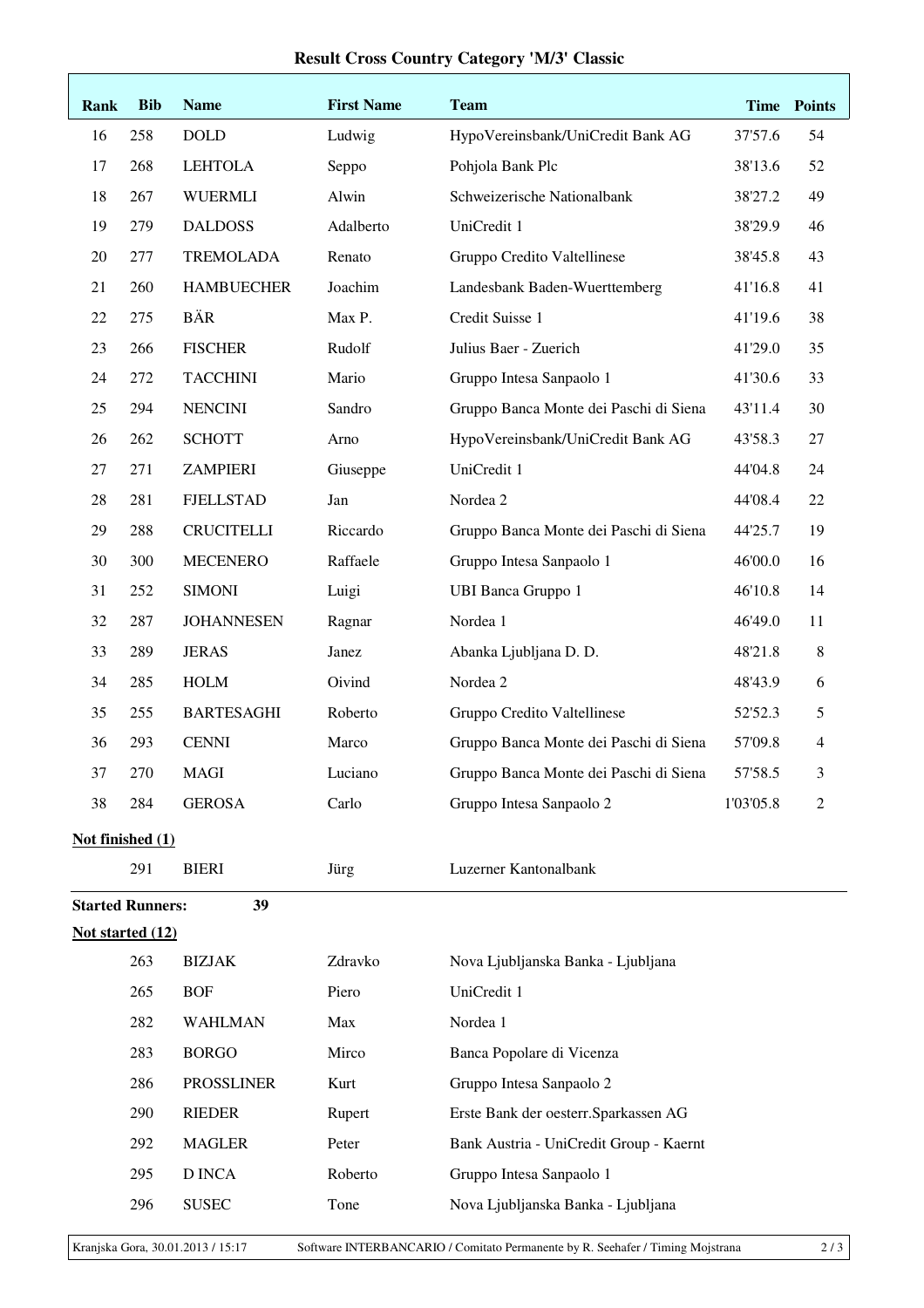# Result Cross Country Category 'M/3' Classic

| Rank | Bib | Name | First Name | Team | Time | Points |
|---|---|---|---|---|---|---|
| 16 | 258 | DOLD | Ludwig | HypoVereinsbank/UniCredit Bank AG | 37'57.6 | 54 |
| 17 | 268 | LEHTOLA | Seppo | Pohjola Bank Plc | 38'13.6 | 52 |
| 18 | 267 | WUERMLI | Alwin | Schweizerische Nationalbank | 38'27.2 | 49 |
| 19 | 279 | DALDOSS | Adalberto | UniCredit 1 | 38'29.9 | 46 |
| 20 | 277 | TREMOLADA | Renato | Gruppo Credito Valtellinese | 38'45.8 | 43 |
| 21 | 260 | HAMBUECHER | Joachim | Landesbank Baden-Wuerttemberg | 41'16.8 | 41 |
| 22 | 275 | BÄR | Max P. | Credit Suisse 1 | 41'19.6 | 38 |
| 23 | 266 | FISCHER | Rudolf | Julius Baer - Zuerich | 41'29.0 | 35 |
| 24 | 272 | TACCHINI | Mario | Gruppo Intesa Sanpaolo 1 | 41'30.6 | 33 |
| 25 | 294 | NENCINI | Sandro | Gruppo Banca Monte dei Paschi di Siena | 43'11.4 | 30 |
| 26 | 262 | SCHOTT | Arno | HypoVereinsbank/UniCredit Bank AG | 43'58.3 | 27 |
| 27 | 271 | ZAMPIERI | Giuseppe | UniCredit 1 | 44'04.8 | 24 |
| 28 | 281 | FJELLSTAD | Jan | Nordea 2 | 44'08.4 | 22 |
| 29 | 288 | CRUCITELLI | Riccardo | Gruppo Banca Monte dei Paschi di Siena | 44'25.7 | 19 |
| 30 | 300 | MECENERO | Raffaele | Gruppo Intesa Sanpaolo 1 | 46'00.0 | 16 |
| 31 | 252 | SIMONI | Luigi | UBI Banca Gruppo 1 | 46'10.8 | 14 |
| 32 | 287 | JOHANNESEN | Ragnar | Nordea 1 | 46'49.0 | 11 |
| 33 | 289 | JERAS | Janez | Abanka Ljubljana D. D. | 48'21.8 | 8 |
| 34 | 285 | HOLM | Oivind | Nordea 2 | 48'43.9 | 6 |
| 35 | 255 | BARTESAGHI | Roberto | Gruppo Credito Valtellinese | 52'52.3 | 5 |
| 36 | 293 | CENNI | Marco | Gruppo Banca Monte dei Paschi di Siena | 57'09.8 | 4 |
| 37 | 270 | MAGI | Luciano | Gruppo Banca Monte dei Paschi di Siena | 57'58.5 | 3 |
| 38 | 284 | GEROSA | Carlo | Gruppo Intesa Sanpaolo 2 | 1'03'05.8 | 2 |

**Not finished (1)**

| Bib | Name | First Name | Team |
|---|---|---|---|
| 291 | BIERI | Jürg | Luzerner Kantonalbank |

**Started Runners: 39**

**Not started (12)**

| Bib | Name | First Name | Team |
|---|---|---|---|
| 263 | BIZJAK | Zdravko | Nova Ljubljanska Banka - Ljubljana |
| 265 | BOF | Piero | UniCredit 1 |
| 282 | WAHLMAN | Max | Nordea 1 |
| 283 | BORGO | Mirco | Banca Popolare di Vicenza |
| 286 | PROSSLINER | Kurt | Gruppo Intesa Sanpaolo 2 |
| 290 | RIEDER | Rupert | Erste Bank der oesterr.Sparkassen AG |
| 292 | MAGLER | Peter | Bank Austria - UniCredit Group - Kaernt |
| 295 | D INCA | Roberto | Gruppo Intesa Sanpaolo 1 |
| 296 | SUSEC | Tone | Nova Ljubljanska Banka - Ljubljana |

Kranjska Gora, 30.01.2013 / 15:17 — Software INTERBANCARIO / Comitato Permanente by R. Seehafer / Timing Mojstrana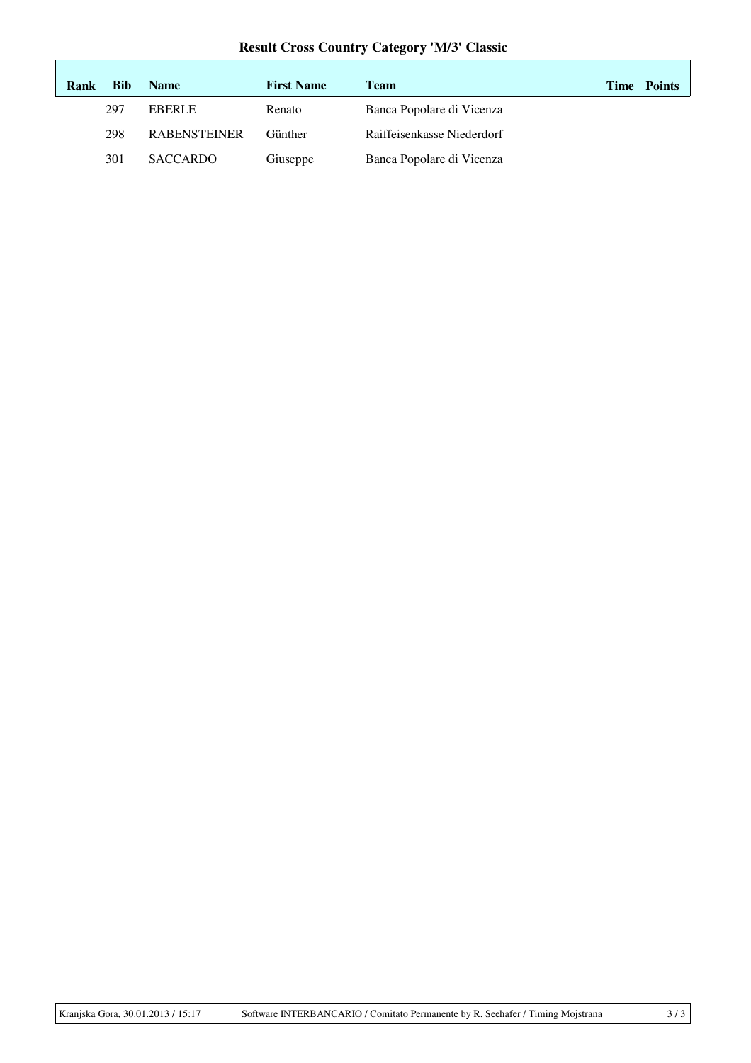**Result Cross Country Category 'M/3' Classic**

| Rank | Bib | Name | First Name | Team | Time | Points |
|---|---|---|---|---|---|---|
| | 297 | EBERLE | Renato | Banca Popolare di Vicenza | | |
| | 298 | RABENSTEINER | Günther | Raiffeisenkasse Niederdorf | | |
| | 301 | SACCARDO | Giuseppe | Banca Popolare di Vicenza | | |

Kranjska Gora, 30.01.2013 / 15:17 Software INTERBANCARIO / Comitato Permanente by R. Seehafer / Timing Mojstrana